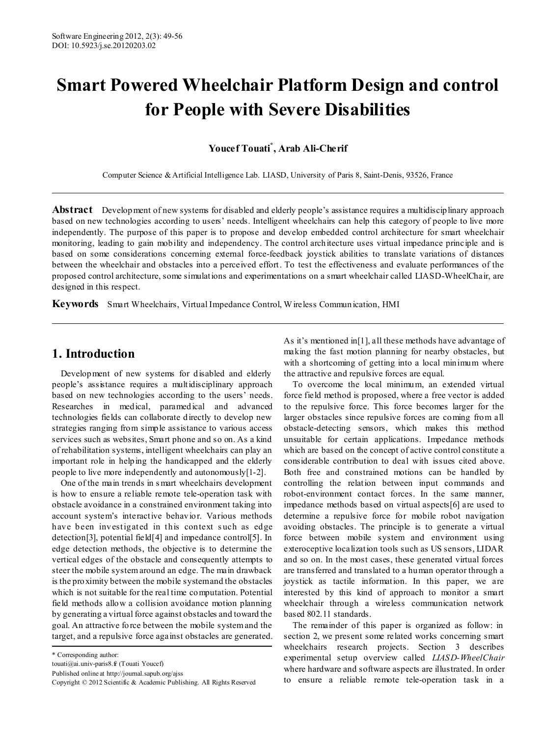# Smart Powered Wheelchair Platform Design and control for People with Severe Disabilities

**Youcef Touati[*], Arab Ali-Cherif**

Computer Science & Artificial Intelligence Lab. LIASD, University of Paris 8, Saint-Denis, 93526, France

---

**Abstract** Development of new systems for disabled and elderly people's assistance requires a multidisciplinary approach based on new technologies according to users' needs. Intelligent wheelchairs can help this category of people to live more independently. The purpose of this paper is to propose and develop embedded control architecture for smart wheelchair monitoring, leading to gain mobility and independency. The control architecture uses virtual impedance principle and is based on some considerations concerning external force-feedback joystick abilities to translate variations of distances between the wheelchair and obstacles into a perceived effort. To test the effectiveness and evaluate performances of the proposed control architecture, some simulations and experimentations on a smart wheelchair called LIASD-WheelChair, are designed in this respect.

**Keywords** Smart Wheelchairs, Virtual Impedance Control, Wireless Communication, HMI

---

## 1. Introduction

Development of new systems for disabled and elderly people's assistance requires a multidisciplinary approach based on new technologies according to the users' needs. Researches in medical, paramedical and advanced technologies fields can collaborate directly to develop new strategies ranging from simple assistance to various access services such as websites, Smart phone and so on. As a kind of rehabilitation systems, intelligent wheelchairs can play an important role in helping the handicapped and the elderly people to live more independently and autonomously[1-2].

One of the main trends in smart wheelchairs development is how to ensure a reliable remote tele-operation task with obstacle avoidance in a constrained environment taking into account system's interactive behavior. Various methods have been investigated in this context such as edge detection[3], potential field[4] and impedance control[5]. In edge detection methods, the objective is to determine the vertical edges of the obstacle and consequently attempts to steer the mobile system around an edge. The main drawback is the proximity between the mobile system and the obstacles which is not suitable for the real time computation. Potential field methods allow a collision avoidance motion planning by generating a virtual force against obstacles and toward the goal. An attractive force between the mobile system and the target, and a repulsive force against obstacles are generated. As it's mentioned in[1], all these methods have advantage of making the fast motion planning for nearby obstacles, but with a shortcoming of getting into a local minimum where the attractive and repulsive forces are equal.

To overcome the local minimum, an extended virtual force field method is proposed, where a free vector is added to the repulsive force. This force becomes larger for the larger obstacles since repulsive forces are coming from all obstacle-detecting sensors, which makes this method unsuitable for certain applications. Impedance methods which are based on the concept of active control constitute a considerable contribution to deal with issues cited above. Both free and constrained motions can be handled by controlling the relation between input commands and robot-environment contact forces. In the same manner, impedance methods based on virtual aspects[6] are used to determine a repulsive force for mobile robot navigation avoiding obstacles. The principle is to generate a virtual force between mobile system and environment using exteroceptive localization tools such as US sensors, LIDAR and so on. In the most cases, these generated virtual forces are transferred and translated to a human operator through a joystick as tactile information. In this paper, we are interested by this kind of approach to monitor a smart wheelchair through a wireless communication network based 802.11 standards.

The remainder of this paper is organized as follow: in section 2, we present some related works concerning smart wheelchairs research projects. Section 3 describes experimental setup overview called *LIASD-WheelChair* where hardware and software aspects are illustrated. In order to ensure a reliable remote tele-operation task in a

---

\* Corresponding author:
touati@ai.univ-paris8.fr (Touati Youcef)
Published online at http://journal.sapub.org/ajss
Copyright © 2012 Scientific & Academic Publishing. All Rights Reserved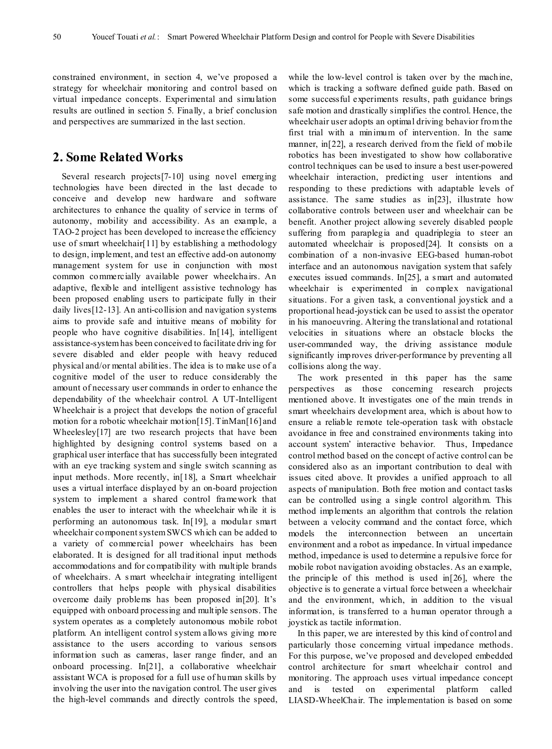constrained environment, in section 4, we've proposed a strategy for wheelchair monitoring and control based on virtual impedance concepts. Experimental and simulation results are outlined in section 5. Finally, a brief conclusion and perspectives are summarized in the last section.

## 2. Some Related Works

Several research projects[7-10] using novel emerging technologies have been directed in the last decade to conceive and develop new hardware and software architectures to enhance the quality of service in terms of autonomy, mobility and accessibility. As an example, a TAO-2 project has been developed to increase the efficiency use of smart wheelchair[11] by establishing a methodology to design, implement, and test an effective add-on autonomy management system for use in conjunction with most common commercially available power wheelchairs. An adaptive, flexible and intelligent assistive technology has been proposed enabling users to participate fully in their daily lives[12-13]. An anti-collision and navigation systems aims to provide safe and intuitive means of mobility for people who have cognitive disabilities. In[14], intelligent assistance-system has been conceived to facilitate driving for severe disabled and elder people with heavy reduced physical and/or mental abilities. The idea is to make use of a cognitive model of the user to reduce considerably the amount of necessary user commands in order to enhance the dependability of the wheelchair control. A UT-Intelligent Wheelchair is a project that develops the notion of graceful motion for a robotic wheelchair motion[15]. TinMan[16] and Wheelesley[17] are two research projects that have been highlighted by designing control systems based on a graphical user interface that has successfully been integrated with an eye tracking system and single switch scanning as input methods. More recently, in[18], a Smart wheelchair uses a virtual interface displayed by an on-board projection system to implement a shared control framework that enables the user to interact with the wheelchair while it is performing an autonomous task. In[19], a modular smart wheelchair component system SWCS which can be added to a variety of commercial power wheelchairs has been elaborated. It is designed for all traditional input methods accommodations and for compatibility with multiple brands of wheelchairs. A smart wheelchair integrating intelligent controllers that helps people with physical disabilities overcome daily problems has been proposed in[20]. It's equipped with onboard processing and multiple sensors. The system operates as a completely autonomous mobile robot platform. An intelligent control system allows giving more assistance to the users according to various sensors information such as cameras, laser range finder, and an onboard processing. In[21], a collaborative wheelchair assistant WCA is proposed for a full use of human skills by involving the user into the navigation control. The user gives the high-level commands and directly controls the speed, while the low-level control is taken over by the machine, which is tracking a software defined guide path. Based on some successful experiments results, path guidance brings safe motion and drastically simplifies the control. Hence, the wheelchair user adopts an optimal driving behavior from the first trial with a minimum of intervention. In the same manner, in[22], a research derived from the field of mobile robotics has been investigated to show how collaborative control techniques can be used to insure a best user-powered wheelchair interaction, predicting user intentions and responding to these predictions with adaptable levels of assistance. The same studies as in[23], illustrate how collaborative controls between user and wheelchair can be benefit. Another project allowing severely disabled people suffering from paraplegia and quadriplegia to steer an automated wheelchair is proposed[24]. It consists on a combination of a non-invasive EEG-based human-robot interface and an autonomous navigation system that safely executes issued commands. In[25], a smart and automated wheelchair is experimented in complex navigational situations. For a given task, a conventional joystick and a proportional head-joystick can be used to assist the operator in his manoeuvring. Altering the translational and rotational velocities in situations where an obstacle blocks the user-commanded way, the driving assistance module significantly improves driver-performance by preventing all collisions along the way.

The work presented in this paper has the same perspectives as those concerning research projects mentioned above. It investigates one of the main trends in smart wheelchairs development area, which is about how to ensure a reliable remote tele-operation task with obstacle avoidance in free and constrained environments taking into account system' interactive behavior. Thus, Impedance control method based on the concept of active control can be considered also as an important contribution to deal with issues cited above. It provides a unified approach to all aspects of manipulation. Both free motion and contact tasks can be controlled using a single control algorithm. This method implements an algorithm that controls the relation between a velocity command and the contact force, which models the interconnection between an uncertain environment and a robot as impedance. In virtual impedance method, impedance is used to determine a repulsive force for mobile robot navigation avoiding obstacles. As an example, the principle of this method is used in[26], where the objective is to generate a virtual force between a wheelchair and the environment, which, in addition to the visual information, is transferred to a human operator through a joystick as tactile information.

In this paper, we are interested by this kind of control and particularly those concerning virtual impedance methods. For this purpose, we've proposed and developed embedded control architecture for smart wheelchair control and monitoring. The approach uses virtual impedance concept and is tested on experimental platform called LIASD-WheelChair. The implementation is based on some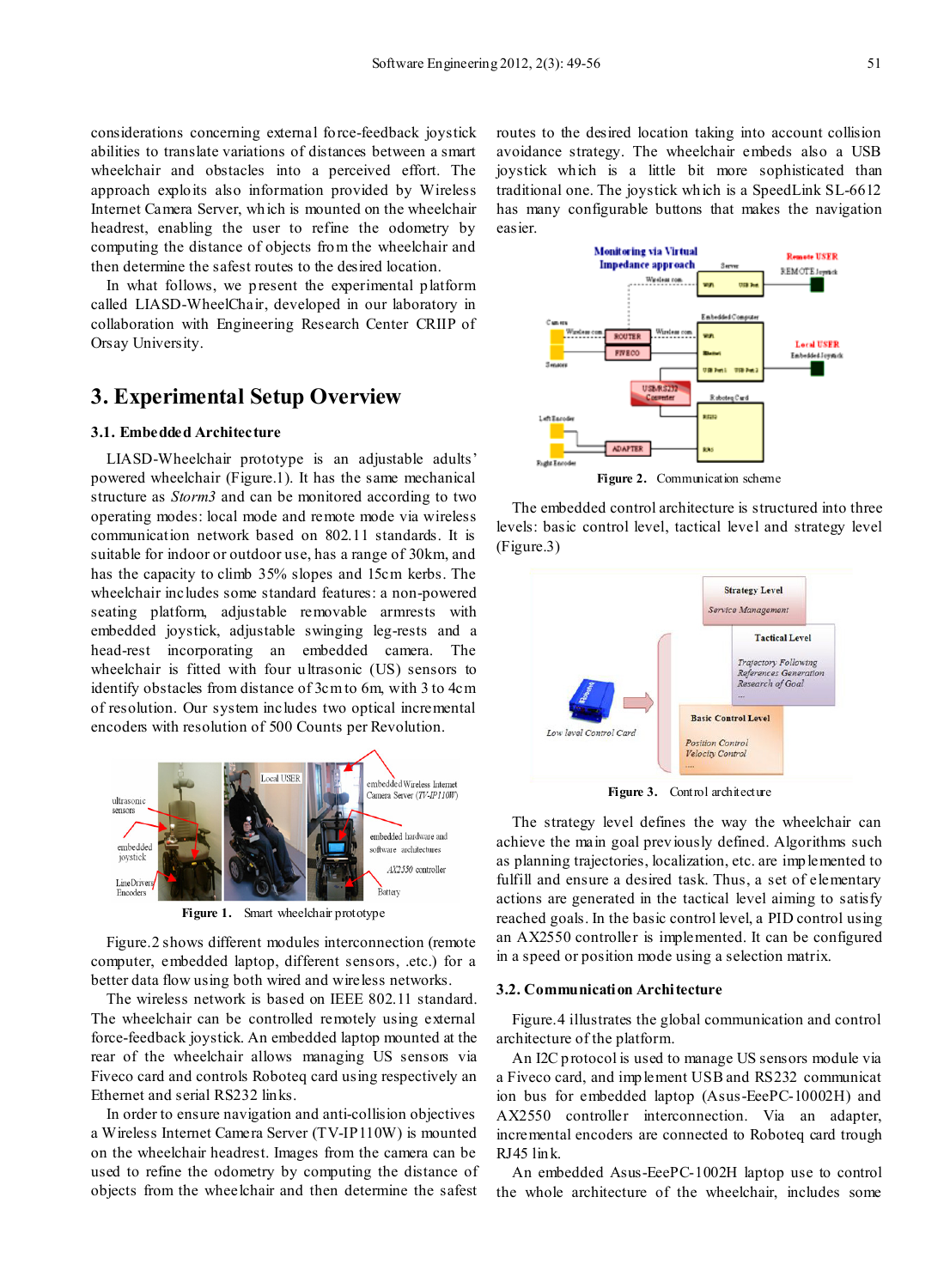considerations concerning external force-feedback joystick abilities to translate variations of distances between a smart wheelchair and obstacles into a perceived effort. The approach exploits also information provided by Wireless Internet Camera Server, which is mounted on the wheelchair headrest, enabling the user to refine the odometry by computing the distance of objects from the wheelchair and then determine the safest routes to the desired location.

In what follows, we present the experimental platform called LIASD-WheelChair, developed in our laboratory in collaboration with Engineering Research Center CRIIP of Orsay University.

## 3. Experimental Setup Overview

### 3.1. Embedded Architecture

LIASD-Wheelchair prototype is an adjustable adults' powered wheelchair (Figure.1). It has the same mechanical structure as *Storm3* and can be monitored according to two operating modes: local mode and remote mode via wireless communication network based on 802.11 standards. It is suitable for indoor or outdoor use, has a range of 30km, and has the capacity to climb 35% slopes and 15cm kerbs. The wheelchair includes some standard features: a non-powered seating platform, adjustable removable armrests with embedded joystick, adjustable swinging leg-rests and a head-rest incorporating an embedded camera. The wheelchair is fitted with four ultrasonic (US) sensors to identify obstacles from distance of 3cm to 6m, with 3 to 4cm of resolution. Our system includes two optical incremental encoders with resolution of 500 Counts per Revolution.

**Figure 1.** Smart wheelchair prototype

Figure.2 shows different modules interconnection (remote computer, embedded laptop, different sensors, .etc.) for a better data flow using both wired and wireless networks.

The wireless network is based on IEEE 802.11 standard. The wheelchair can be controlled remotely using external force-feedback joystick. An embedded laptop mounted at the rear of the wheelchair allows managing US sensors via Fiveco card and controls Roboteq card using respectively an Ethernet and serial RS232 links.

In order to ensure navigation and anti-collision objectives a Wireless Internet Camera Server (TV-IP110W) is mounted on the wheelchair headrest. Images from the camera can be used to refine the odometry by computing the distance of objects from the wheelchair and then determine the safest routes to the desired location taking into account collision avoidance strategy. The wheelchair embeds also a USB joystick which is a little bit more sophisticated than traditional one. The joystick which is a SpeedLink SL-6612 has many configurable buttons that makes the navigation easier.

**Figure 2.** Communication scheme

The embedded control architecture is structured into three levels: basic control level, tactical level and strategy level (Figure.3)

**Figure 3.** Control architecture

The strategy level defines the way the wheelchair can achieve the main goal previously defined. Algorithms such as planning trajectories, localization, etc. are implemented to fulfill and ensure a desired task. Thus, a set of elementary actions are generated in the tactical level aiming to satisfy reached goals. In the basic control level, a PID control using an AX2550 controller is implemented. It can be configured in a speed or position mode using a selection matrix.

### 3.2. Communication Architecture

Figure.4 illustrates the global communication and control architecture of the platform.

An I2C protocol is used to manage US sensors module via a Fiveco card, and implement USB and RS232 communication bus for embedded laptop (Asus-EeePC-10002H) and AX2550 controller interconnection. Via an adapter, incremental encoders are connected to Roboteq card trough RJ45 link.

An embedded Asus-EeePC-1002H laptop use to control the whole architecture of the wheelchair, includes some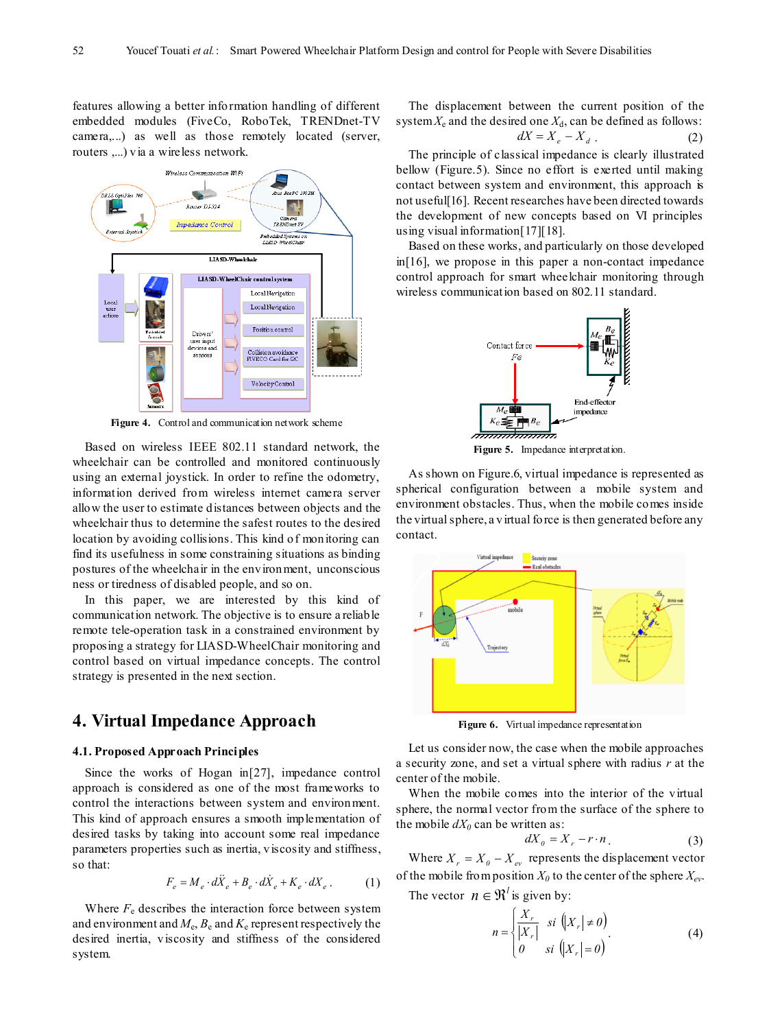features allowing a better information handling of different embedded modules (FiveCo, RoboTek, TRENDnet-TV camera,...) as well as those remotely located (server, routers ,...) via a wireless network.

**Figure 4.** Control and communication network scheme

Based on wireless IEEE 802.11 standard network, the wheelchair can be controlled and monitored continuously using an external joystick. In order to refine the odometry, information derived from wireless internet camera server allow the user to estimate distances between objects and the wheelchair thus to determine the safest routes to the desired location by avoiding collisions. This kind of monitoring can find its usefulness in some constraining situations as binding postures of the wheelchair in the environment, unconsciousness or tiredness of disabled people, and so on.

In this paper, we are interested by this kind of communication network. The objective is to ensure a reliable remote tele-operation task in a constrained environment by proposing a strategy for LIASD-WheelChair monitoring and control based on virtual impedance concepts. The control strategy is presented in the next section.

# 4. Virtual Impedance Approach

## 4.1. Proposed Approach Principles

Since the works of Hogan in[27], impedance control approach is considered as one of the most frameworks to control the interactions between system and environment. This kind of approach ensures a smooth implementation of desired tasks by taking into account some real impedance parameters properties such as inertia, viscosity and stiffness, so that:

$$F_e = M_e \cdot d\ddot{X}_e + B_e \cdot d\dot{X}_e + K_e \cdot dX_e \,. \tag{1}$$

Where $F_e$ describes the interaction force between system and environment and $M_e$, $B_e$ and $K_e$ represent respectively the desired inertia, viscosity and stiffness of the considered system.

The displacement between the current position of the system $X_e$ and the desired one $X_d$, can be defined as follows:

$$dX = X_e - X_d \,. \tag{2}$$

The principle of classical impedance is clearly illustrated bellow (Figure.5). Since no effort is exerted until making contact between system and environment, this approach is not useful[16]. Recent researches have been directed towards the development of new concepts based on VI principles using visual information[17][18].

Based on these works, and particularly on those developed in[16], we propose in this paper a non-contact impedance control approach for smart wheelchair monitoring through wireless communication based on 802.11 standard.

**Figure 5.** Impedance interpretation.

As shown on Figure.6, virtual impedance is represented as spherical configuration between a mobile system and environment obstacles. Thus, when the mobile comes inside the virtual sphere, a virtual force is then generated before any contact.

**Figure 6.** Virtual impedance representation

Let us consider now, the case when the mobile approaches a security zone, and set a virtual sphere with radius $r$ at the center of the mobile.

When the mobile comes into the interior of the virtual sphere, the normal vector from the surface of the sphere to the mobile $dX_0$ can be written as:

$$dX_0 = X_r - r \cdot n \,. \tag{3}$$

Where $X_r = X_0 - X_{ev}$ represents the displacement vector of the mobile from position $X_0$ to the center of the sphere $X_{ev}$.

The vector $n \in \Re^l$ is given by:

$$n = \begin{cases} \dfrac{X_r}{|X_r|} & si \ \left(|X_r| \neq 0\right) \\ 0 & si \ \left(|X_r| = 0\right) \end{cases} . \tag{4}$$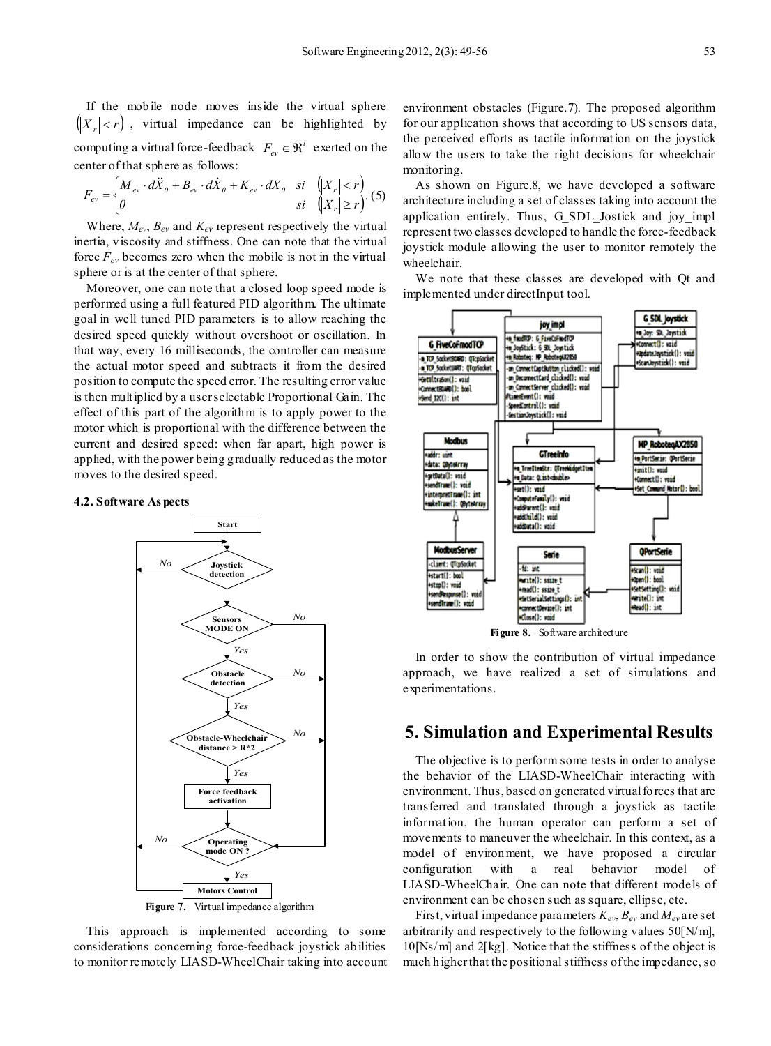If the mobile node moves inside the virtual sphere $(|X_r| < r)$, virtual impedance can be highlighted by computing a virtual force-feedback $F_{ev} \in \Re^1$ exerted on the center of that sphere as follows:

$$F_{ev} = \begin{cases} M_{ev} \cdot d\ddot{X}_0 + B_{ev} \cdot d\dot{X}_0 + K_{ev} \cdot dX_0 & si \quad (|X_r| < r) \\ 0 & si \quad (|X_r| \geq r) \end{cases}. \quad (5)$$

Where, $M_{ev}$, $B_{ev}$ and $K_{ev}$ represent respectively the virtual inertia, viscosity and stiffness. One can note that the virtual force $F_{ev}$ becomes zero when the mobile is not in the virtual sphere or is at the center of that sphere.

Moreover, one can note that a closed loop speed mode is performed using a full featured PID algorithm. The ultimate goal in well tuned PID parameters is to allow reaching the desired speed quickly without overshoot or oscillation. In that way, every 16 milliseconds, the controller can measure the actual motor speed and subtracts it from the desired position to compute the speed error. The resulting error value is then multiplied by a user selectable Proportional Gain. The effect of this part of the algorithm is to apply power to the motor which is proportional with the difference between the current and desired speed: when far apart, high power is applied, with the power being gradually reduced as the motor moves to the desired speed.

### 4.2. Software Aspects

**Figure 7.** Virtual impedance algorithm

This approach is implemented according to some considerations concerning force-feedback joystick abilities to monitor remotely LIASD-WheelChair taking into account environment obstacles (Figure.7). The proposed algorithm for our application shows that according to US sensors data, the perceived efforts as tactile information on the joystick allow the users to take the right decisions for wheelchair monitoring.

As shown on Figure.8, we have developed a software architecture including a set of classes taking into account the application entirely. Thus, G_SDL_Jostick and joy_impl represent two classes developed to handle the force-feedback joystick module allowing the user to monitor remotely the wheelchair.

We note that these classes are developed with Qt and implemented under directInput tool.

**Figure 8.** Software architecture

In order to show the contribution of virtual impedance approach, we have realized a set of simulations and experimentations.

## 5. Simulation and Experimental Results

The objective is to perform some tests in order to analyse the behavior of the LIASD-WheelChair interacting with environment. Thus, based on generated virtual forces that are transferred and translated through a joystick as tactile information, the human operator can perform a set of movements to maneuver the wheelchair. In this context, as a model of environment, we have proposed a circular configuration with a real behavior model of LIASD-WheelChair. One can note that different models of environment can be chosen such as square, ellipse, etc.

First, virtual impedance parameters $K_{ev}$, $B_{ev}$ and $M_{ev}$ are set arbitrarily and respectively to the following values 50[N/m], 10[Ns/m] and 2[kg]. Notice that the stiffness of the object is much higher that the positional stiffness of the impedance, so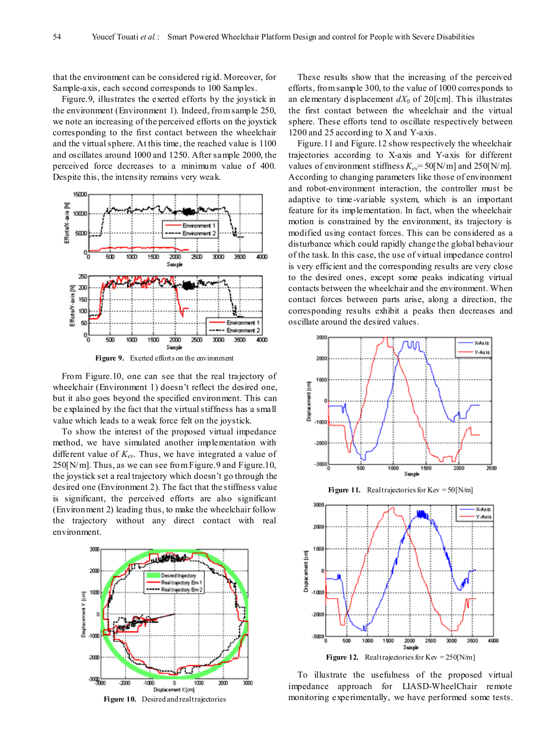that the environment can be considered rigid. Moreover, for Sample-axis, each second corresponds to 100 Samples.

Figure.9, illustrates the exerted efforts by the joystick in the environment (Environment 1). Indeed, from sample 250, we note an increasing of the perceived efforts on the joystick corresponding to the first contact between the wheelchair and the virtual sphere. At this time, the reached value is 1100 and oscillates around 1000 and 1250. After sample 2000, the perceived force decreases to a minimum value of 400. Despite this, the intensity remains very weak.

**Figure 9.** Exerted efforts on the environment

From Figure.10, one can see that the real trajectory of wheelchair (Environment 1) doesn't reflect the desired one, but it also goes beyond the specified environment. This can be explained by the fact that the virtual stiffness has a small value which leads to a weak force felt on the joystick.

To show the interest of the proposed virtual impedance method, we have simulated another implementation with different value of $K_{ev}$. Thus, we have integrated a value of 250[N/m]. Thus, as we can see from Figure.9 and Figure.10, the joystick set a real trajectory which doesn't go through the desired one (Environment 2). The fact that the stiffness value is significant, the perceived efforts are also significant (Environment 2) leading thus, to make the wheelchair follow the trajectory without any direct contact with real environment.

**Figure 10.** Desired and real trajectories

These results show that the increasing of the perceived efforts, from sample 300, to the value of 1000 corresponds to an elementary displacement $dX_0$ of 20[cm]. This illustrates the first contact between the wheelchair and the virtual sphere. These efforts tend to oscillate respectively between 1200 and 25 according to X and Y-axis.

Figure.11 and Figure.12 show respectively the wheelchair trajectories according to X-axis and Y-axis for different values of environment stiffness $K_{ev}$= 50[N/m] and 250[N/m]. According to changing parameters like those of environment and robot-environment interaction, the controller must be adaptive to time-variable system, which is an important feature for its implementation. In fact, when the wheelchair motion is constrained by the environment, its trajectory is modified using contact forces. This can be considered as a disturbance which could rapidly change the global behaviour of the task. In this case, the use of virtual impedance control is very efficient and the corresponding results are very close to the desired ones, except some peaks indicating virtual contacts between the wheelchair and the environment. When contact forces between parts arise, along a direction, the corresponding results exhibit a peaks then decreases and oscillate around the desired values.

**Figure 11.** Real trajectories for Kev = 50[N/m]

**Figure 12.** Real trajectories for Kev = 250[N/m]

To illustrate the usefulness of the proposed virtual impedance approach for LIASD-WheelChair remote monitoring experimentally, we have performed some tests.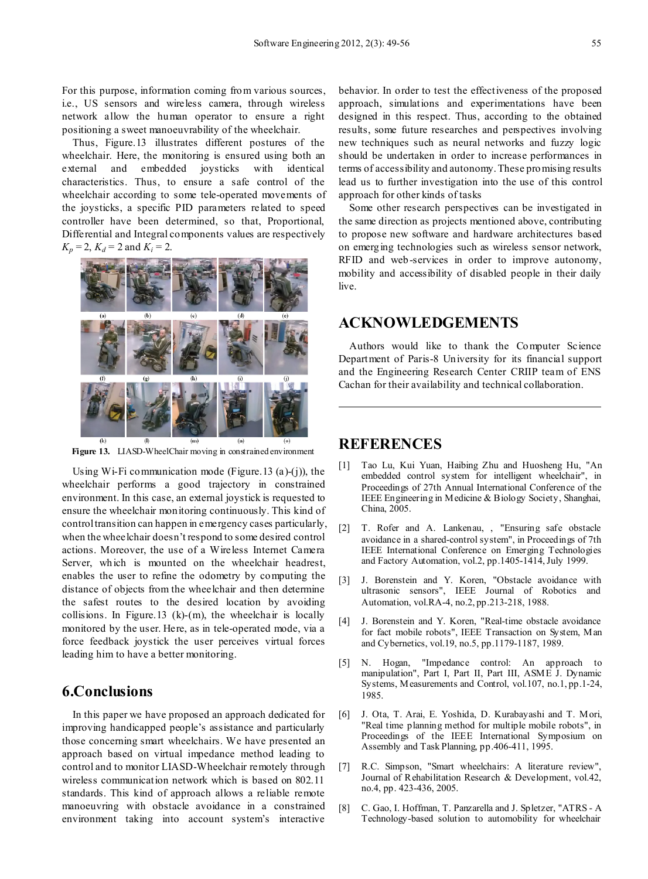For this purpose, information coming from various sources, i.e., US sensors and wireless camera, through wireless network allow the human operator to ensure a right positioning a sweet manoeuvrability of the wheelchair.

Thus, Figure.13 illustrates different postures of the wheelchair. Here, the monitoring is ensured using both an external and embedded joysticks with identical characteristics. Thus, to ensure a safe control of the wheelchair according to some tele-operated movements of the joysticks, a specific PID parameters related to speed controller have been determined, so that, Proportional, Differential and Integral components values are respectively $K_p = 2$, $K_d = 2$ and $K_i = 2$.

**Figure 13.** LIASD-WheelChair moving in constrained environment

Using Wi-Fi communication mode (Figure.13 (a)-(j)), the wheelchair performs a good trajectory in constrained environment. In this case, an external joystick is requested to ensure the wheelchair monitoring continuously. This kind of control transition can happen in emergency cases particularly, when the wheelchair doesn't respond to some desired control actions. Moreover, the use of a Wireless Internet Camera Server, which is mounted on the wheelchair headrest, enables the user to refine the odometry by computing the distance of objects from the wheelchair and then determine the safest routes to the desired location by avoiding collisions. In Figure.13 (k)-(m), the wheelchair is locally monitored by the user. Here, as in tele-operated mode, via a force feedback joystick the user perceives virtual forces leading him to have a better monitoring.

## 6.Conclusions

In this paper we have proposed an approach dedicated for improving handicapped people's assistance and particularly those concerning smart wheelchairs. We have presented an approach based on virtual impedance method leading to control and to monitor LIASD-Wheelchair remotely through wireless communication network which is based on 802.11 standards. This kind of approach allows a reliable remote manoeuvring with obstacle avoidance in a constrained environment taking into account system's interactive behavior. In order to test the effectiveness of the proposed approach, simulations and experimentations have been designed in this respect. Thus, according to the obtained results, some future researches and perspectives involving new techniques such as neural networks and fuzzy logic should be undertaken in order to increase performances in terms of accessibility and autonomy. These promising results lead us to further investigation into the use of this control approach for other kinds of tasks

Some other research perspectives can be investigated in the same direction as projects mentioned above, contributing to propose new software and hardware architectures based on emerging technologies such as wireless sensor network, RFID and web-services in order to improve autonomy, mobility and accessibility of disabled people in their daily live.

## ACKNOWLEDGEMENTS

Authors would like to thank the Computer Science Department of Paris-8 University for its financial support and the Engineering Research Center CRIIP team of ENS Cachan for their availability and technical collaboration.

## REFERENCES

[1] Tao Lu, Kui Yuan, Haibing Zhu and Huosheng Hu, "An embedded control system for intelligent wheelchair", in Proceedings of 27th Annual International Conference of the IEEE Engineering in Medicine & Biology Society, Shanghai, China, 2005.

[2] T. Rofer and A. Lankenau, , "Ensuring safe obstacle avoidance in a shared-control system", in Proceedings of 7th IEEE International Conference on Emerging Technologies and Factory Automation, vol.2, pp.1405-1414, July 1999.

[3] J. Borenstein and Y. Koren, "Obstacle avoidance with ultrasonic sensors", IEEE Journal of Robotics and Automation, vol.RA-4, no.2, pp.213-218, 1988.

[4] J. Borenstein and Y. Koren, "Real-time obstacle avoidance for fact mobile robots", IEEE Transaction on System, Man and Cybernetics, vol.19, no.5, pp.1179-1187, 1989.

[5] N. Hogan, "Impedance control: An approach to manipulation", Part I, Part II, Part III, ASME J. Dynamic Systems, Measurements and Control, vol.107, no.1, pp.1-24, 1985.

[6] J. Ota, T. Arai, E. Yoshida, D. Kurabayashi and T. Mori, "Real time planning method for multiple mobile robots", in Proceedings of the IEEE International Symposium on Assembly and Task Planning, pp.406-411, 1995.

[7] R.C. Simpson, "Smart wheelchairs: A literature review", Journal of Rehabilitation Research & Development, vol.42, no.4, pp. 423-436, 2005.

[8] C. Gao, I. Hoffman, T. Panzarella and J. Spletzer, "ATRS - A Technology-based solution to automobility for wheelchair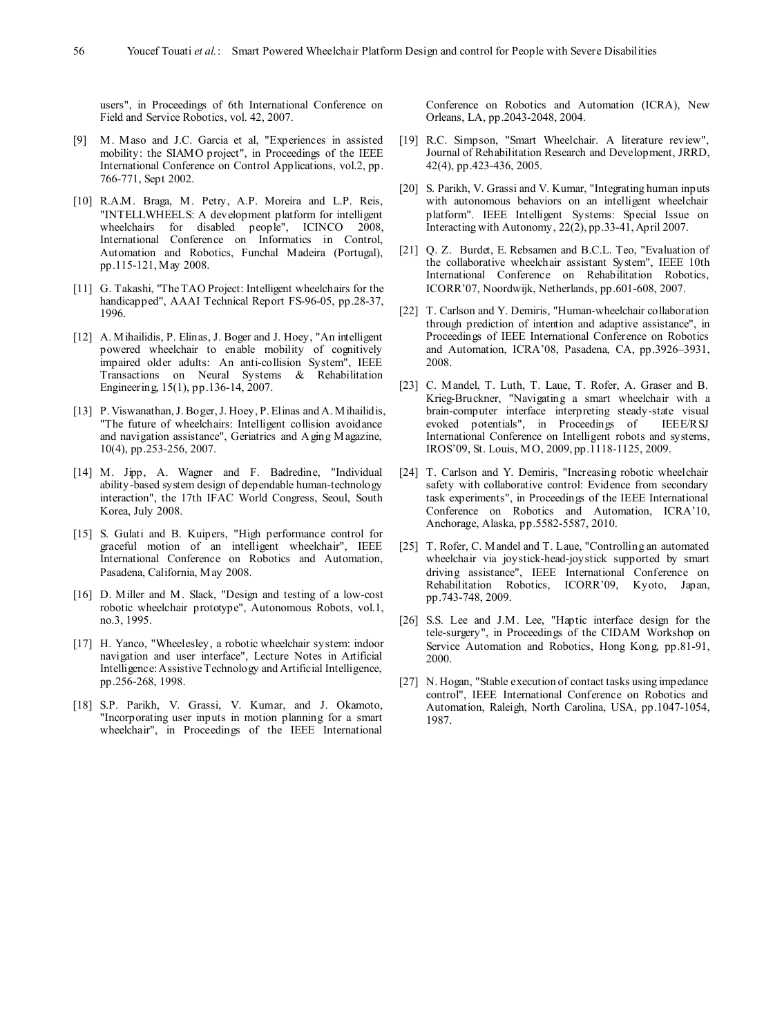users", in Proceedings of 6th International Conference on Field and Service Robotics, vol. 42, 2007.

[9] M. Maso and J.C. Garcia et al, "Experiences in assisted mobility: the SIAMO project", in Proceedings of the IEEE International Conference on Control Applications, vol.2, pp. 766-771, Sept 2002.

[10] R.A.M. Braga, M. Petry, A.P. Moreira and L.P. Reis, "INTELLWHEELS: A development platform for intelligent wheelchairs for disabled people", ICINCO 2008, International Conference on Informatics in Control, Automation and Robotics, Funchal Madeira (Portugal), pp.115-121, May 2008.

[11] G. Takashi, "The TAO Project: Intelligent wheelchairs for the handicapped", AAAI Technical Report FS-96-05, pp.28-37, 1996.

[12] A. Mihailidis, P. Elinas, J. Boger and J. Hoey, "An intelligent powered wheelchair to enable mobility of cognitively impaired older adults: An anti-collision System", IEEE Transactions on Neural Systems & Rehabilitation Engineering, 15(1), pp.136-14, 2007.

[13] P. Viswanathan, J. Boger, J. Hoey, P. Elinas and A. Mihailidis, "The future of wheelchairs: Intelligent collision avoidance and navigation assistance", Geriatrics and Aging Magazine, 10(4), pp.253-256, 2007.

[14] M. Jipp, A. Wagner and F. Badredine, "Individual ability-based system design of dependable human-technology interaction", the 17th IFAC World Congress, Seoul, South Korea, July 2008.

[15] S. Gulati and B. Kuipers, "High performance control for graceful motion of an intelligent wheelchair", IEEE International Conference on Robotics and Automation, Pasadena, California, May 2008.

[16] D. Miller and M. Slack, "Design and testing of a low-cost robotic wheelchair prototype", Autonomous Robots, vol.1, no.3, 1995.

[17] H. Yanco, "Wheelesley, a robotic wheelchair system: indoor navigation and user interface", Lecture Notes in Artificial Intelligence: Assistive Technology and Artificial Intelligence, pp.256-268, 1998.

[18] S.P. Parikh, V. Grassi, V. Kumar, and J. Okamoto, "Incorporating user inputs in motion planning for a smart wheelchair", in Proceedings of the IEEE International Conference on Robotics and Automation (ICRA), New Orleans, LA, pp.2043-2048, 2004.

[19] R.C. Simpson, "Smart Wheelchair. A literature review", Journal of Rehabilitation Research and Development, JRRD, 42(4), pp.423-436, 2005.

[20] S. Parikh, V. Grassi and V. Kumar, "Integrating human inputs with autonomous behaviors on an intelligent wheelchair platform". IEEE Intelligent Systems: Special Issue on Interacting with Autonomy, 22(2), pp.33-41, April 2007.

[21] Q. Z. Burdet, E. Rebsamen and B.C.L. Teo, "Evaluation of the collaborative wheelchair assistant System", IEEE 10th International Conference on Rehabilitation Robotics, ICORR'07, Noordwijk, Netherlands, pp.601-608, 2007.

[22] T. Carlson and Y. Demiris, "Human-wheelchair collaboration through prediction of intention and adaptive assistance", in Proceedings of IEEE International Conference on Robotics and Automation, ICRA'08, Pasadena, CA, pp.3926–3931, 2008.

[23] C. Mandel, T. Luth, T. Laue, T. Rofer, A. Graser and B. Krieg-Bruckner, "Navigating a smart wheelchair with a brain-computer interface interpreting steady-state visual evoked potentials", in Proceedings of IEEE/RSJ International Conference on Intelligent robots and systems, IROS'09, St. Louis, MO, 2009, pp.1118-1125, 2009.

[24] T. Carlson and Y. Demiris, "Increasing robotic wheelchair safety with collaborative control: Evidence from secondary task experiments", in Proceedings of the IEEE International Conference on Robotics and Automation, ICRA'10, Anchorage, Alaska, pp.5582-5587, 2010.

[25] T. Rofer, C. Mandel and T. Laue, "Controlling an automated wheelchair via joystick-head-joystick supported by smart driving assistance", IEEE International Conference on Rehabilitation Robotics, ICORR'09, Kyoto, Japan, pp.743-748, 2009.

[26] S.S. Lee and J.M. Lee, "Haptic interface design for the tele-surgery", in Proceedings of the CIDAM Workshop on Service Automation and Robotics, Hong Kong, pp.81-91, 2000.

[27] N. Hogan, "Stable execution of contact tasks using impedance control", IEEE International Conference on Robotics and Automation, Raleigh, North Carolina, USA, pp.1047-1054, 1987.